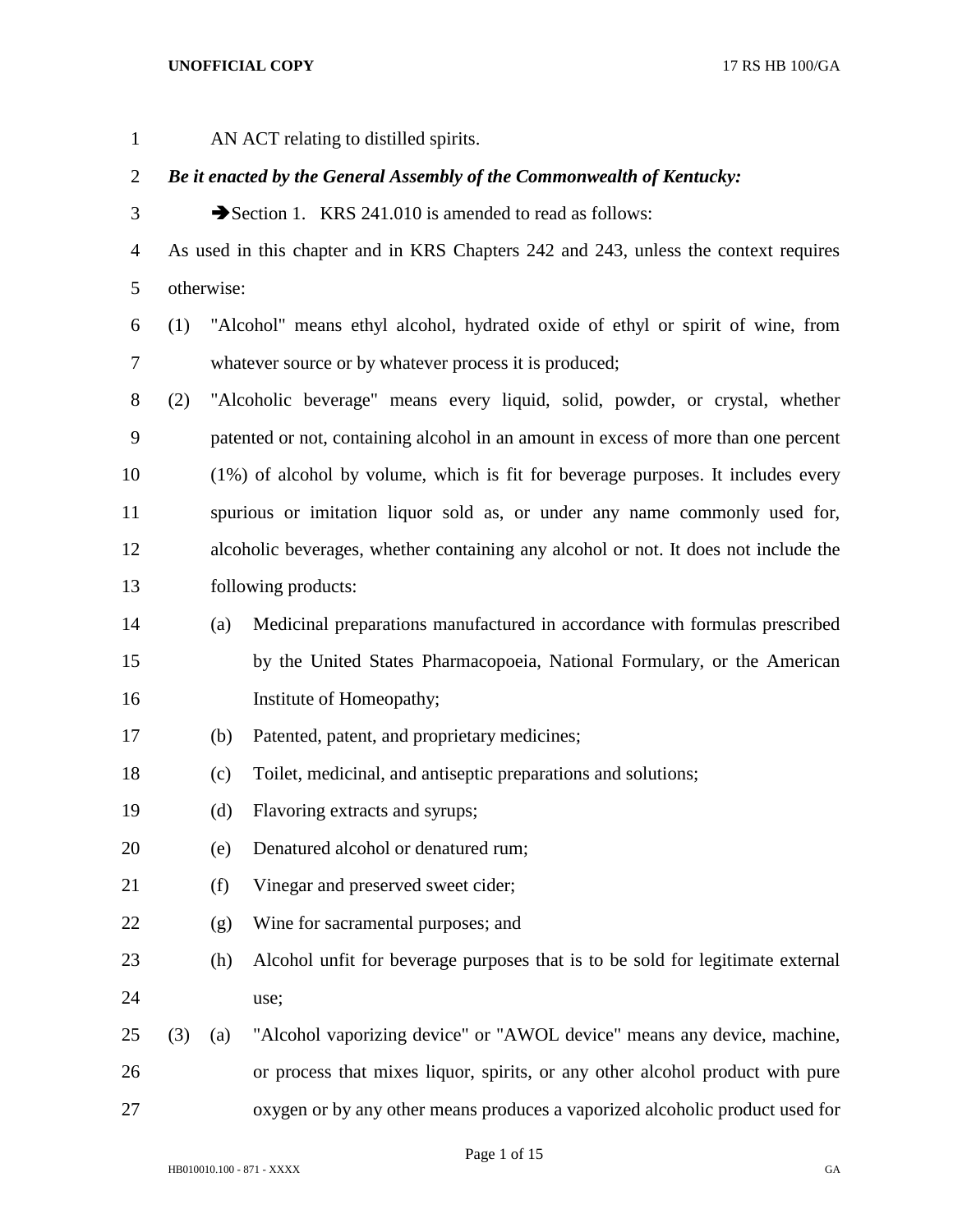AN ACT relating to distilled spirits.

***Be it enacted by the General Assembly of the Commonwealth of Kentucky:***

➔Section 1. KRS 241.010 is amended to read as follows:

As used in this chapter and in KRS Chapters 242 and 243, unless the context requires otherwise:

(1) "Alcohol" means ethyl alcohol, hydrated oxide of ethyl or spirit of wine, from whatever source or by whatever process it is produced;

(2) "Alcoholic beverage" means every liquid, solid, powder, or crystal, whether patented or not, containing alcohol in an amount in excess of more than one percent (1%) of alcohol by volume, which is fit for beverage purposes. It includes every spurious or imitation liquor sold as, or under any name commonly used for, alcoholic beverages, whether containing any alcohol or not. It does not include the following products:

(a) Medicinal preparations manufactured in accordance with formulas prescribed by the United States Pharmacopoeia, National Formulary, or the American Institute of Homeopathy;

(b) Patented, patent, and proprietary medicines;

(c) Toilet, medicinal, and antiseptic preparations and solutions;

(d) Flavoring extracts and syrups;

(e) Denatured alcohol or denatured rum;

(f) Vinegar and preserved sweet cider;

(g) Wine for sacramental purposes; and

(h) Alcohol unfit for beverage purposes that is to be sold for legitimate external use;

(3) (a) "Alcohol vaporizing device" or "AWOL device" means any device, machine, or process that mixes liquor, spirits, or any other alcohol product with pure oxygen or by any other means produces a vaporized alcoholic product used for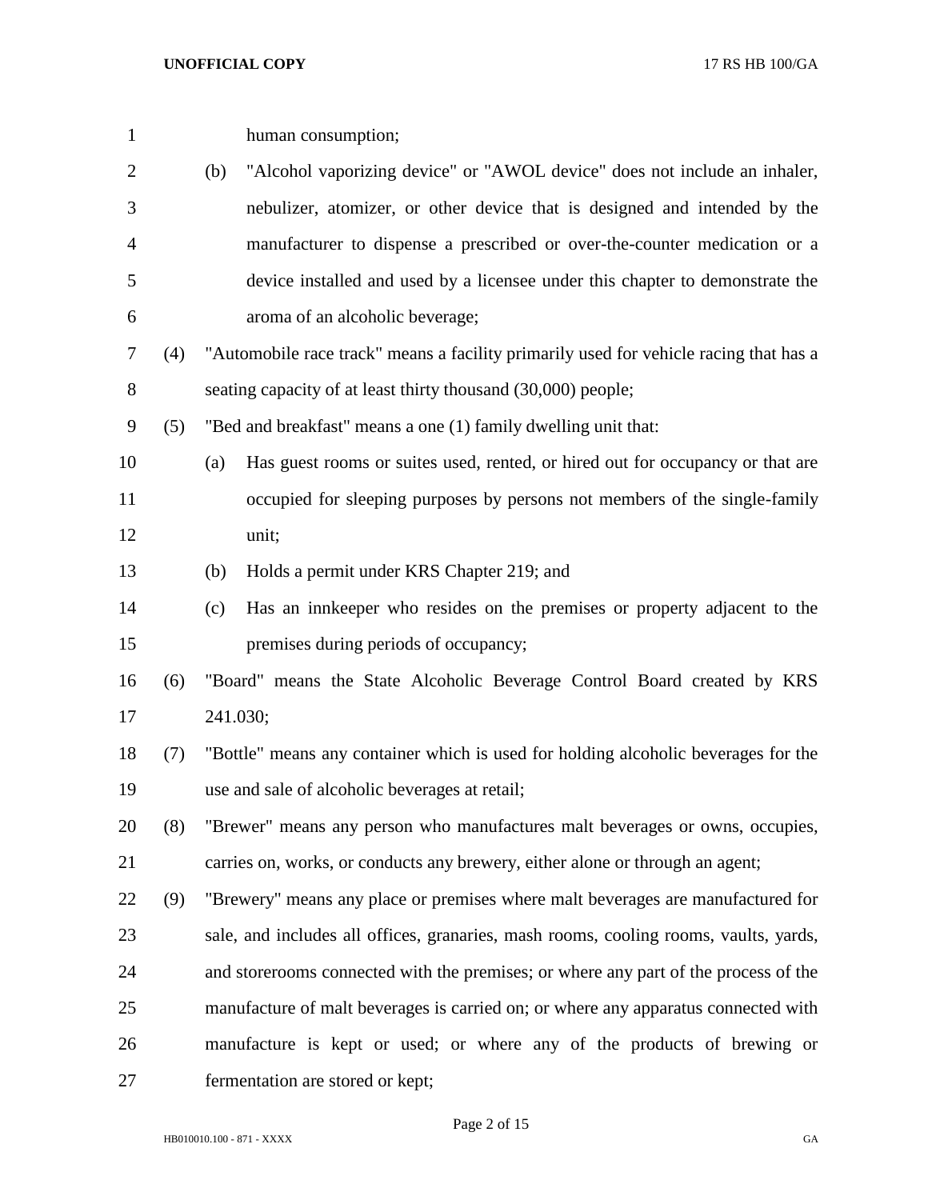human consumption;

(b) "Alcohol vaporizing device" or "AWOL device" does not include an inhaler, nebulizer, atomizer, or other device that is designed and intended by the manufacturer to dispense a prescribed or over-the-counter medication or a device installed and used by a licensee under this chapter to demonstrate the aroma of an alcoholic beverage;

(4) "Automobile race track" means a facility primarily used for vehicle racing that has a seating capacity of at least thirty thousand (30,000) people;

(5) "Bed and breakfast" means a one (1) family dwelling unit that:

(a) Has guest rooms or suites used, rented, or hired out for occupancy or that are occupied for sleeping purposes by persons not members of the single-family unit;

(b) Holds a permit under KRS Chapter 219; and

(c) Has an innkeeper who resides on the premises or property adjacent to the premises during periods of occupancy;

(6) "Board" means the State Alcoholic Beverage Control Board created by KRS 241.030;

(7) "Bottle" means any container which is used for holding alcoholic beverages for the use and sale of alcoholic beverages at retail;

(8) "Brewer" means any person who manufactures malt beverages or owns, occupies, carries on, works, or conducts any brewery, either alone or through an agent;

(9) "Brewery" means any place or premises where malt beverages are manufactured for sale, and includes all offices, granaries, mash rooms, cooling rooms, vaults, yards, and storerooms connected with the premises; or where any part of the process of the manufacture of malt beverages is carried on; or where any apparatus connected with manufacture is kept or used; or where any of the products of brewing or fermentation are stored or kept;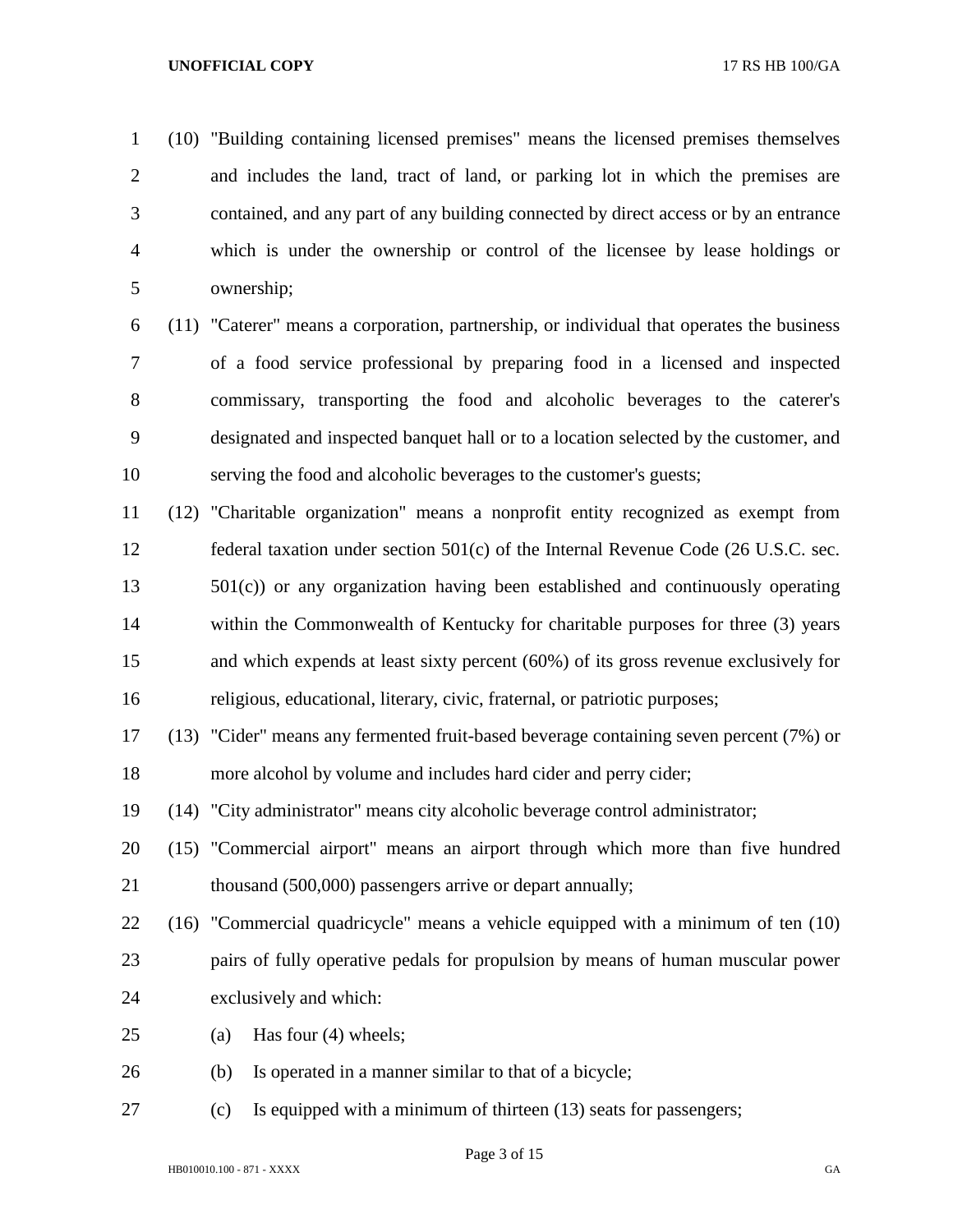(10) "Building containing licensed premises" means the licensed premises themselves and includes the land, tract of land, or parking lot in which the premises are contained, and any part of any building connected by direct access or by an entrance which is under the ownership or control of the licensee by lease holdings or ownership;

(11) "Caterer" means a corporation, partnership, or individual that operates the business of a food service professional by preparing food in a licensed and inspected commissary, transporting the food and alcoholic beverages to the caterer's designated and inspected banquet hall or to a location selected by the customer, and serving the food and alcoholic beverages to the customer's guests;

(12) "Charitable organization" means a nonprofit entity recognized as exempt from federal taxation under section 501(c) of the Internal Revenue Code (26 U.S.C. sec. 501(c)) or any organization having been established and continuously operating within the Commonwealth of Kentucky for charitable purposes for three (3) years and which expends at least sixty percent (60%) of its gross revenue exclusively for religious, educational, literary, civic, fraternal, or patriotic purposes;

(13) "Cider" means any fermented fruit-based beverage containing seven percent (7%) or more alcohol by volume and includes hard cider and perry cider;

(14) "City administrator" means city alcoholic beverage control administrator;

(15) "Commercial airport" means an airport through which more than five hundred thousand (500,000) passengers arrive or depart annually;

(16) "Commercial quadricycle" means a vehicle equipped with a minimum of ten (10) pairs of fully operative pedals for propulsion by means of human muscular power exclusively and which:

(a) Has four (4) wheels;

(b) Is operated in a manner similar to that of a bicycle;

(c) Is equipped with a minimum of thirteen (13) seats for passengers;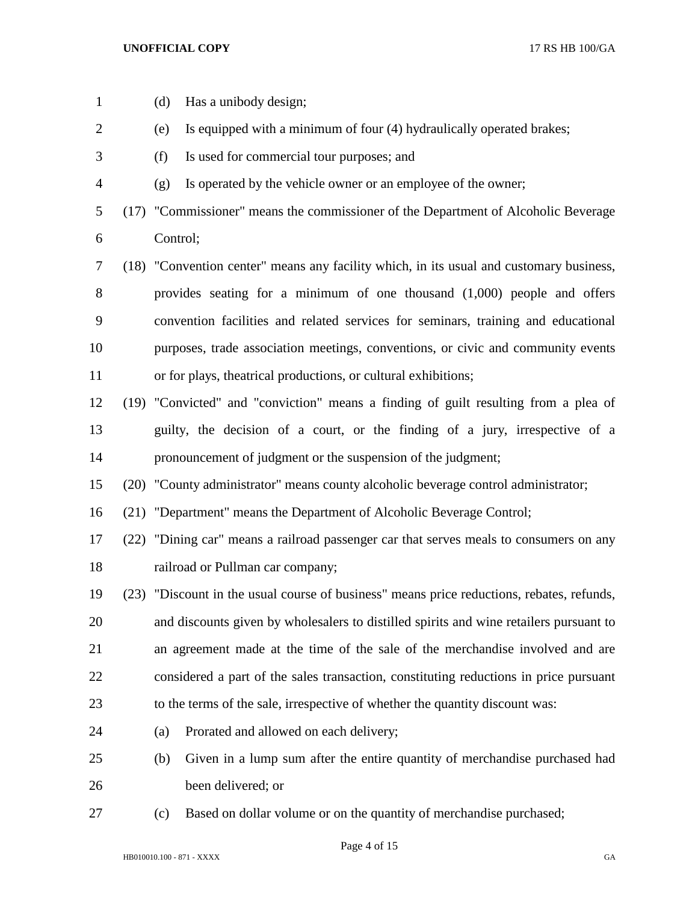(d) Has a unibody design;

(e) Is equipped with a minimum of four (4) hydraulically operated brakes;

(f) Is used for commercial tour purposes; and

(g) Is operated by the vehicle owner or an employee of the owner;

(17) "Commissioner" means the commissioner of the Department of Alcoholic Beverage Control;

(18) "Convention center" means any facility which, in its usual and customary business, provides seating for a minimum of one thousand (1,000) people and offers convention facilities and related services for seminars, training and educational purposes, trade association meetings, conventions, or civic and community events or for plays, theatrical productions, or cultural exhibitions;

(19) "Convicted" and "conviction" means a finding of guilt resulting from a plea of guilty, the decision of a court, or the finding of a jury, irrespective of a pronouncement of judgment or the suspension of the judgment;

(20) "County administrator" means county alcoholic beverage control administrator;

(21) "Department" means the Department of Alcoholic Beverage Control;

(22) "Dining car" means a railroad passenger car that serves meals to consumers on any railroad or Pullman car company;

(23) "Discount in the usual course of business" means price reductions, rebates, refunds, and discounts given by wholesalers to distilled spirits and wine retailers pursuant to an agreement made at the time of the sale of the merchandise involved and are considered a part of the sales transaction, constituting reductions in price pursuant to the terms of the sale, irrespective of whether the quantity discount was:

(a) Prorated and allowed on each delivery;

(b) Given in a lump sum after the entire quantity of merchandise purchased had been delivered; or

(c) Based on dollar volume or on the quantity of merchandise purchased;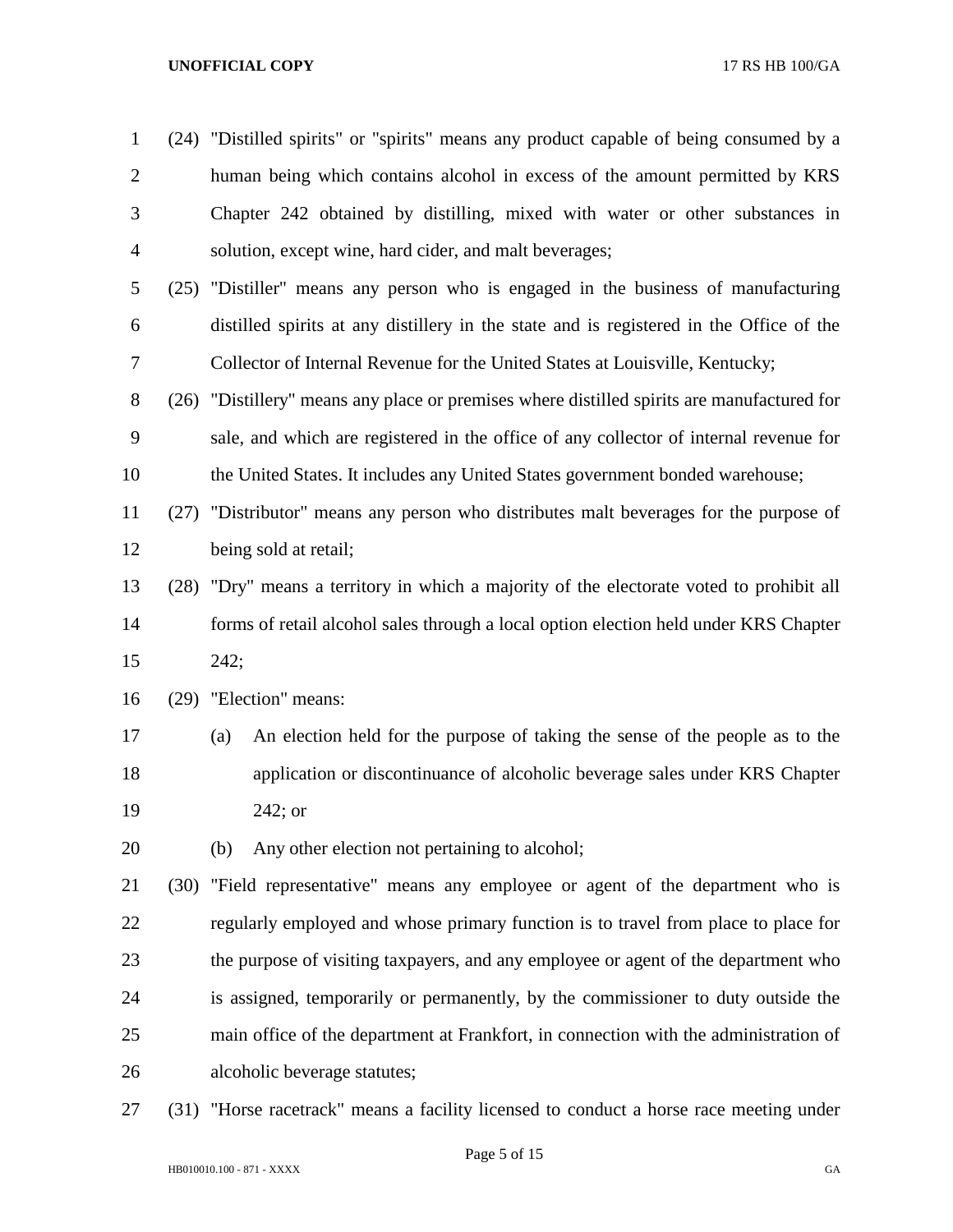(24) "Distilled spirits" or "spirits" means any product capable of being consumed by a human being which contains alcohol in excess of the amount permitted by KRS Chapter 242 obtained by distilling, mixed with water or other substances in solution, except wine, hard cider, and malt beverages;

(25) "Distiller" means any person who is engaged in the business of manufacturing distilled spirits at any distillery in the state and is registered in the Office of the Collector of Internal Revenue for the United States at Louisville, Kentucky;

(26) "Distillery" means any place or premises where distilled spirits are manufactured for sale, and which are registered in the office of any collector of internal revenue for the United States. It includes any United States government bonded warehouse;

(27) "Distributor" means any person who distributes malt beverages for the purpose of being sold at retail;

(28) "Dry" means a territory in which a majority of the electorate voted to prohibit all forms of retail alcohol sales through a local option election held under KRS Chapter 242;

(29) "Election" means:

(a) An election held for the purpose of taking the sense of the people as to the application or discontinuance of alcoholic beverage sales under KRS Chapter 242; or

(b) Any other election not pertaining to alcohol;

(30) "Field representative" means any employee or agent of the department who is regularly employed and whose primary function is to travel from place to place for the purpose of visiting taxpayers, and any employee or agent of the department who is assigned, temporarily or permanently, by the commissioner to duty outside the main office of the department at Frankfort, in connection with the administration of alcoholic beverage statutes;

(31) "Horse racetrack" means a facility licensed to conduct a horse race meeting under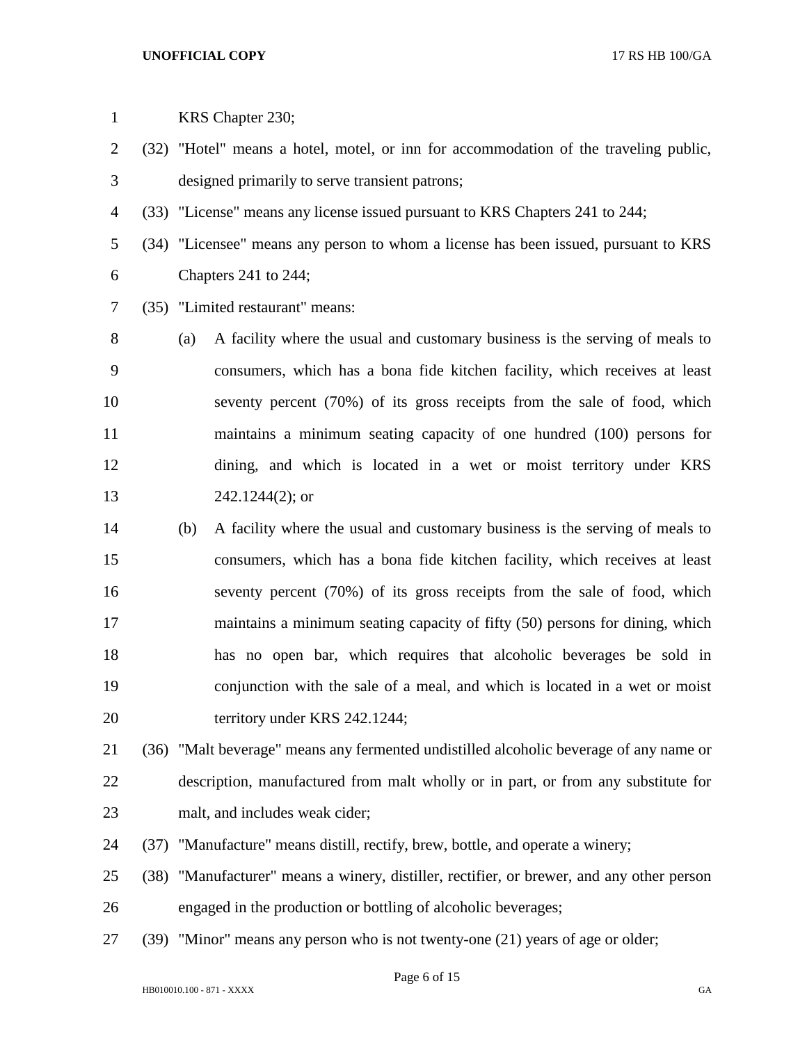KRS Chapter 230;

(32) "Hotel" means a hotel, motel, or inn for accommodation of the traveling public, designed primarily to serve transient patrons;

(33) "License" means any license issued pursuant to KRS Chapters 241 to 244;

(34) "Licensee" means any person to whom a license has been issued, pursuant to KRS Chapters 241 to 244;

(35) "Limited restaurant" means:

(a) A facility where the usual and customary business is the serving of meals to consumers, which has a bona fide kitchen facility, which receives at least seventy percent (70%) of its gross receipts from the sale of food, which maintains a minimum seating capacity of one hundred (100) persons for dining, and which is located in a wet or moist territory under KRS 242.1244(2); or

(b) A facility where the usual and customary business is the serving of meals to consumers, which has a bona fide kitchen facility, which receives at least seventy percent (70%) of its gross receipts from the sale of food, which maintains a minimum seating capacity of fifty (50) persons for dining, which has no open bar, which requires that alcoholic beverages be sold in conjunction with the sale of a meal, and which is located in a wet or moist territory under KRS 242.1244;

(36) "Malt beverage" means any fermented undistilled alcoholic beverage of any name or description, manufactured from malt wholly or in part, or from any substitute for malt, and includes weak cider;

(37) "Manufacture" means distill, rectify, brew, bottle, and operate a winery;

(38) "Manufacturer" means a winery, distiller, rectifier, or brewer, and any other person engaged in the production or bottling of alcoholic beverages;

(39) "Minor" means any person who is not twenty-one (21) years of age or older;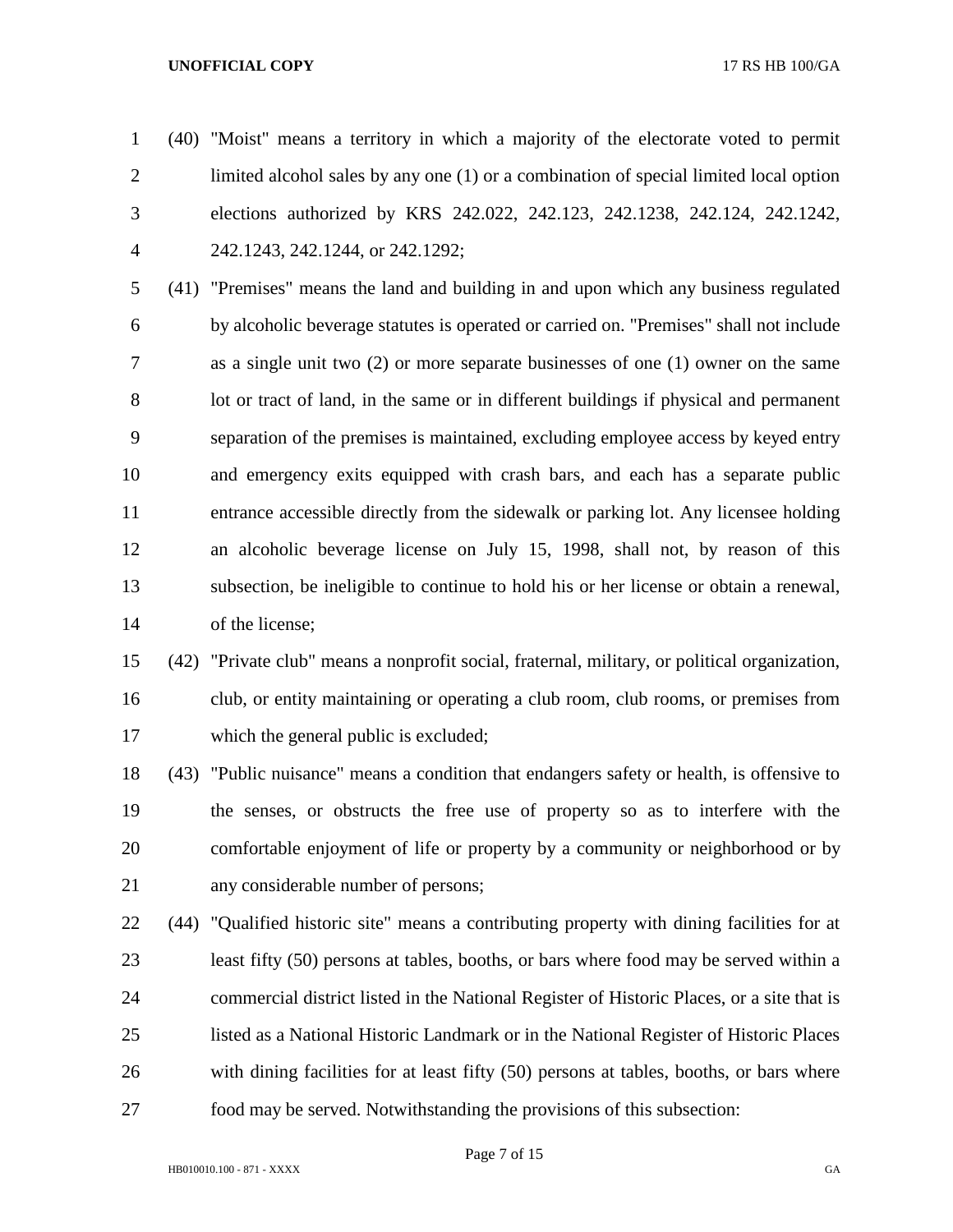(40) "Moist" means a territory in which a majority of the electorate voted to permit limited alcohol sales by any one (1) or a combination of special limited local option elections authorized by KRS 242.022, 242.123, 242.1238, 242.124, 242.1242, 242.1243, 242.1244, or 242.1292;

(41) "Premises" means the land and building in and upon which any business regulated by alcoholic beverage statutes is operated or carried on. "Premises" shall not include as a single unit two (2) or more separate businesses of one (1) owner on the same lot or tract of land, in the same or in different buildings if physical and permanent separation of the premises is maintained, excluding employee access by keyed entry and emergency exits equipped with crash bars, and each has a separate public entrance accessible directly from the sidewalk or parking lot. Any licensee holding an alcoholic beverage license on July 15, 1998, shall not, by reason of this subsection, be ineligible to continue to hold his or her license or obtain a renewal, of the license;

(42) "Private club" means a nonprofit social, fraternal, military, or political organization, club, or entity maintaining or operating a club room, club rooms, or premises from which the general public is excluded;

(43) "Public nuisance" means a condition that endangers safety or health, is offensive to the senses, or obstructs the free use of property so as to interfere with the comfortable enjoyment of life or property by a community or neighborhood or by any considerable number of persons;

(44) "Qualified historic site" means a contributing property with dining facilities for at least fifty (50) persons at tables, booths, or bars where food may be served within a commercial district listed in the National Register of Historic Places, or a site that is listed as a National Historic Landmark or in the National Register of Historic Places with dining facilities for at least fifty (50) persons at tables, booths, or bars where food may be served. Notwithstanding the provisions of this subsection: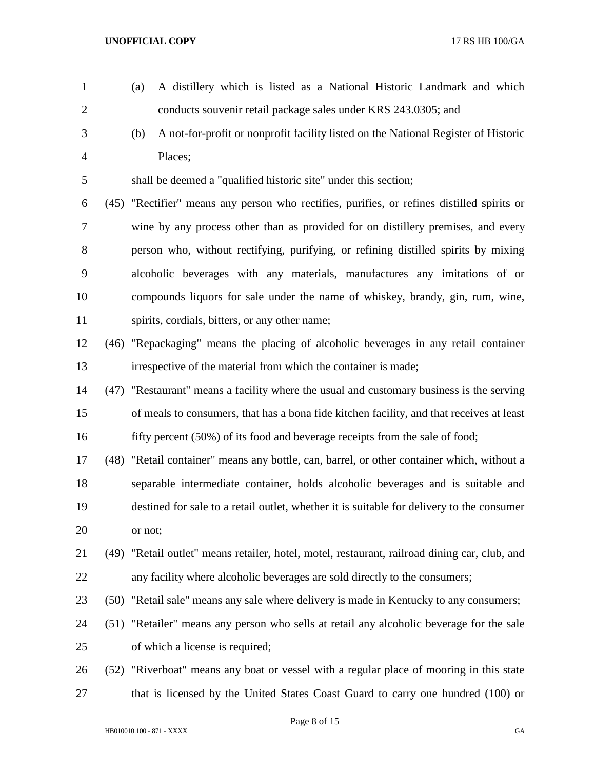(a) A distillery which is listed as a National Historic Landmark and which conducts souvenir retail package sales under KRS 243.0305; and

(b) A not-for-profit or nonprofit facility listed on the National Register of Historic Places;

shall be deemed a "qualified historic site" under this section;

(45) "Rectifier" means any person who rectifies, purifies, or refines distilled spirits or wine by any process other than as provided for on distillery premises, and every person who, without rectifying, purifying, or refining distilled spirits by mixing alcoholic beverages with any materials, manufactures any imitations of or compounds liquors for sale under the name of whiskey, brandy, gin, rum, wine, spirits, cordials, bitters, or any other name;

(46) "Repackaging" means the placing of alcoholic beverages in any retail container irrespective of the material from which the container is made;

(47) "Restaurant" means a facility where the usual and customary business is the serving of meals to consumers, that has a bona fide kitchen facility, and that receives at least fifty percent (50%) of its food and beverage receipts from the sale of food;

(48) "Retail container" means any bottle, can, barrel, or other container which, without a separable intermediate container, holds alcoholic beverages and is suitable and destined for sale to a retail outlet, whether it is suitable for delivery to the consumer or not;

(49) "Retail outlet" means retailer, hotel, motel, restaurant, railroad dining car, club, and any facility where alcoholic beverages are sold directly to the consumers;

(50) "Retail sale" means any sale where delivery is made in Kentucky to any consumers;

(51) "Retailer" means any person who sells at retail any alcoholic beverage for the sale of which a license is required;

(52) "Riverboat" means any boat or vessel with a regular place of mooring in this state that is licensed by the United States Coast Guard to carry one hundred (100) or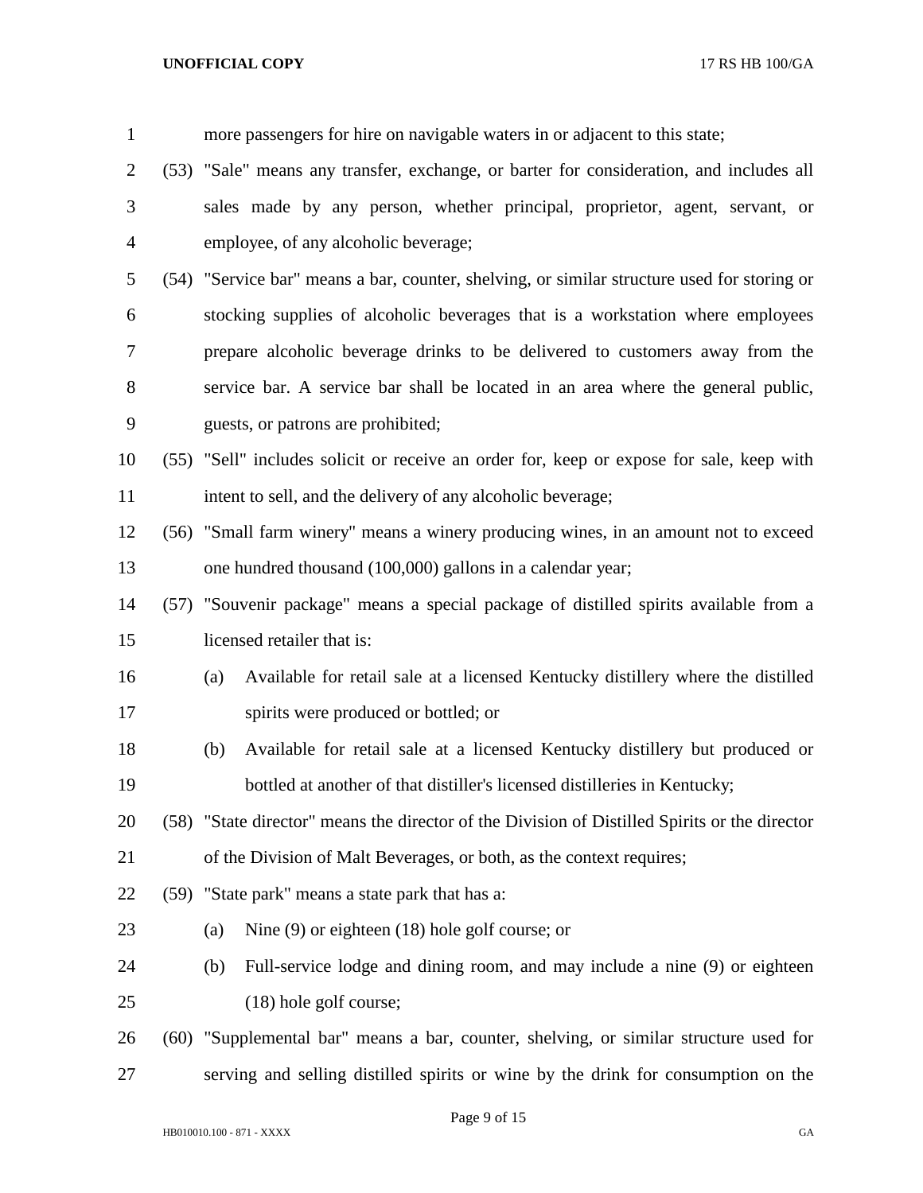more passengers for hire on navigable waters in or adjacent to this state;

(53) "Sale" means any transfer, exchange, or barter for consideration, and includes all sales made by any person, whether principal, proprietor, agent, servant, or employee, of any alcoholic beverage;

(54) "Service bar" means a bar, counter, shelving, or similar structure used for storing or stocking supplies of alcoholic beverages that is a workstation where employees prepare alcoholic beverage drinks to be delivered to customers away from the service bar. A service bar shall be located in an area where the general public, guests, or patrons are prohibited;

(55) "Sell" includes solicit or receive an order for, keep or expose for sale, keep with intent to sell, and the delivery of any alcoholic beverage;

(56) "Small farm winery" means a winery producing wines, in an amount not to exceed one hundred thousand (100,000) gallons in a calendar year;

(57) "Souvenir package" means a special package of distilled spirits available from a licensed retailer that is:

- (a) Available for retail sale at a licensed Kentucky distillery where the distilled spirits were produced or bottled; or
- (b) Available for retail sale at a licensed Kentucky distillery but produced or bottled at another of that distiller's licensed distilleries in Kentucky;

(58) "State director" means the director of the Division of Distilled Spirits or the director of the Division of Malt Beverages, or both, as the context requires;

(59) "State park" means a state park that has a:

- (a) Nine (9) or eighteen (18) hole golf course; or
- (b) Full-service lodge and dining room, and may include a nine (9) or eighteen (18) hole golf course;

(60) "Supplemental bar" means a bar, counter, shelving, or similar structure used for serving and selling distilled spirits or wine by the drink for consumption on the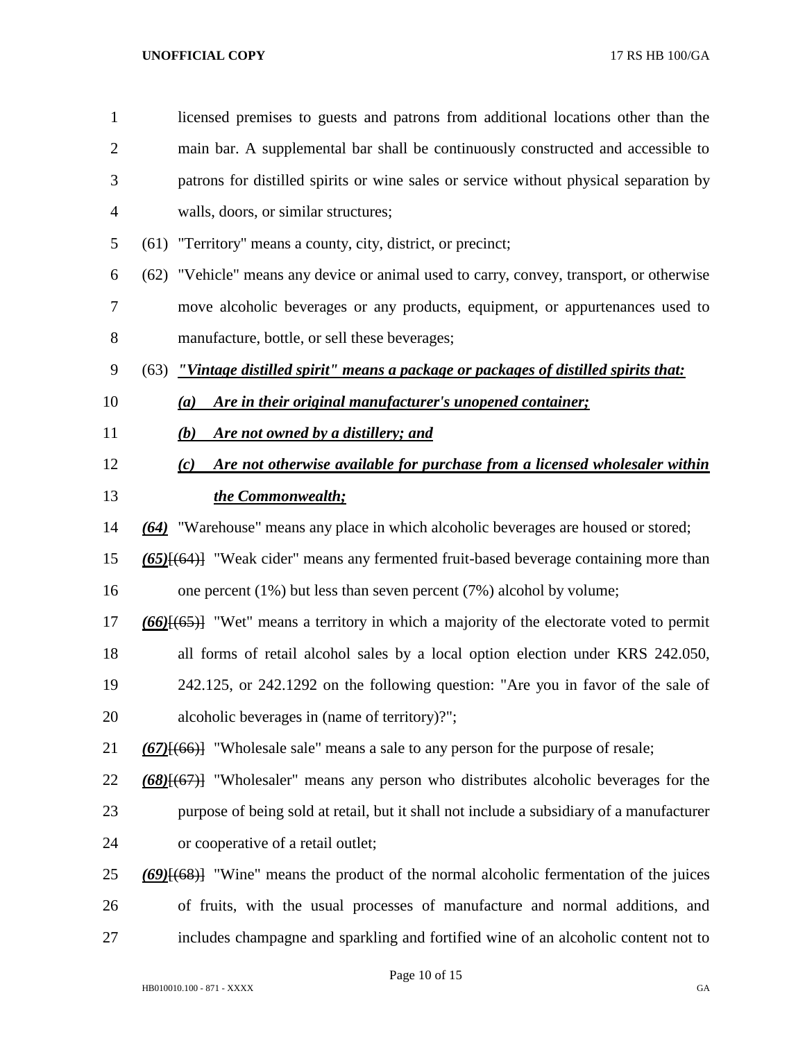licensed premises to guests and patrons from additional locations other than the main bar. A supplemental bar shall be continuously constructed and accessible to patrons for distilled spirits or wine sales or service without physical separation by walls, doors, or similar structures;

(61) "Territory" means a county, city, district, or precinct;

(62) "Vehicle" means any device or animal used to carry, convey, transport, or otherwise move alcoholic beverages or any products, equipment, or appurtenances used to manufacture, bottle, or sell these beverages;

(63) ***"Vintage distilled spirit" means a package or packages of distilled spirits that:***

***(a) Are in their original manufacturer's unopened container;***

***(b) Are not owned by a distillery; and***

***(c) Are not otherwise available for purchase from a licensed wholesaler within the Commonwealth;***

***(64)*** "Warehouse" means any place in which alcoholic beverages are housed or stored;

***(65)***[(64)] "Weak cider" means any fermented fruit-based beverage containing more than one percent (1%) but less than seven percent (7%) alcohol by volume;

***(66)***[(65)] "Wet" means a territory in which a majority of the electorate voted to permit all forms of retail alcohol sales by a local option election under KRS 242.050, 242.125, or 242.1292 on the following question: "Are you in favor of the sale of alcoholic beverages in (name of territory)?";

***(67)***[(66)] "Wholesale sale" means a sale to any person for the purpose of resale;

***(68)***[(67)] "Wholesaler" means any person who distributes alcoholic beverages for the purpose of being sold at retail, but it shall not include a subsidiary of a manufacturer or cooperative of a retail outlet;

***(69)***[(68)] "Wine" means the product of the normal alcoholic fermentation of the juices of fruits, with the usual processes of manufacture and normal additions, and includes champagne and sparkling and fortified wine of an alcoholic content not to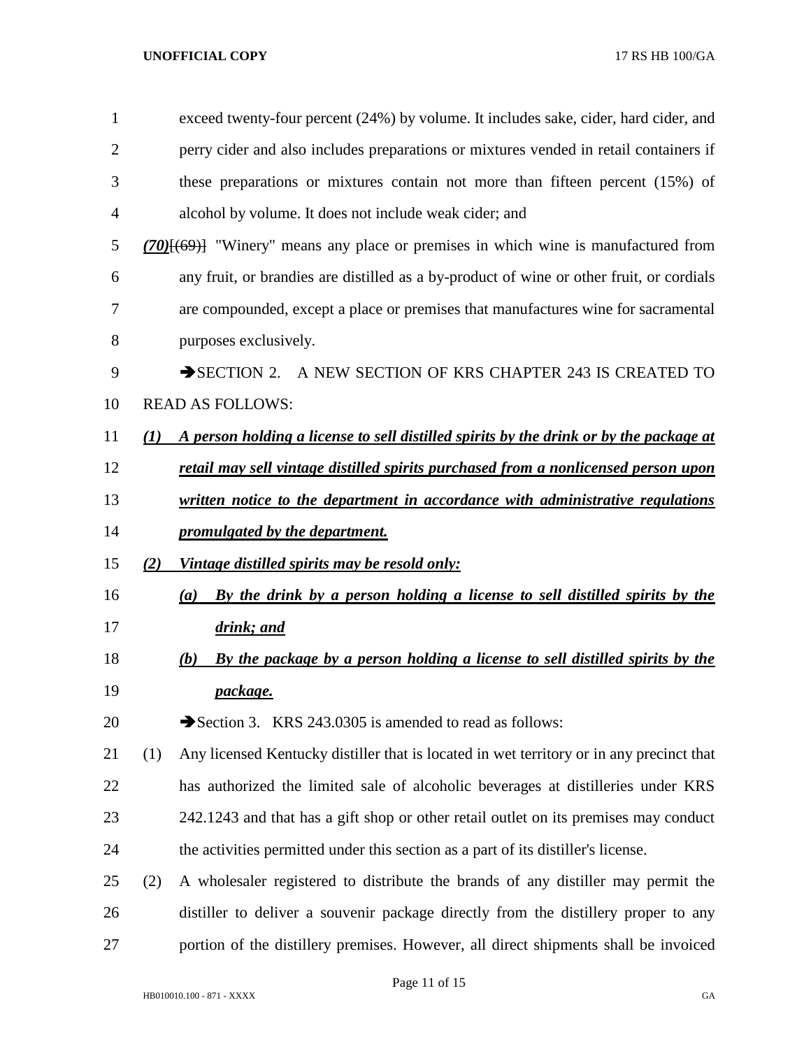exceed twenty-four percent (24%) by volume. It includes sake, cider, hard cider, and perry cider and also includes preparations or mixtures vended in retail containers if these preparations or mixtures contain not more than fifteen percent (15%) of alcohol by volume. It does not include weak cider; and

***(70)***~~[(69)]~~ "Winery" means any place or premises in which wine is manufactured from any fruit, or brandies are distilled as a by-product of wine or other fruit, or cordials are compounded, except a place or premises that manufactures wine for sacramental purposes exclusively.

➔SECTION 2. A NEW SECTION OF KRS CHAPTER 243 IS CREATED TO READ AS FOLLOWS:

***(1) A person holding a license to sell distilled spirits by the drink or by the package at retail may sell vintage distilled spirits purchased from a nonlicensed person upon written notice to the department in accordance with administrative regulations promulgated by the department.***

***(2) Vintage distilled spirits may be resold only:***

***(a) By the drink by a person holding a license to sell distilled spirits by the drink; and***

***(b) By the package by a person holding a license to sell distilled spirits by the package.***

➔Section 3. KRS 243.0305 is amended to read as follows:

(1) Any licensed Kentucky distiller that is located in wet territory or in any precinct that has authorized the limited sale of alcoholic beverages at distilleries under KRS 242.1243 and that has a gift shop or other retail outlet on its premises may conduct the activities permitted under this section as a part of its distiller's license.

(2) A wholesaler registered to distribute the brands of any distiller may permit the distiller to deliver a souvenir package directly from the distillery proper to any portion of the distillery premises. However, all direct shipments shall be invoiced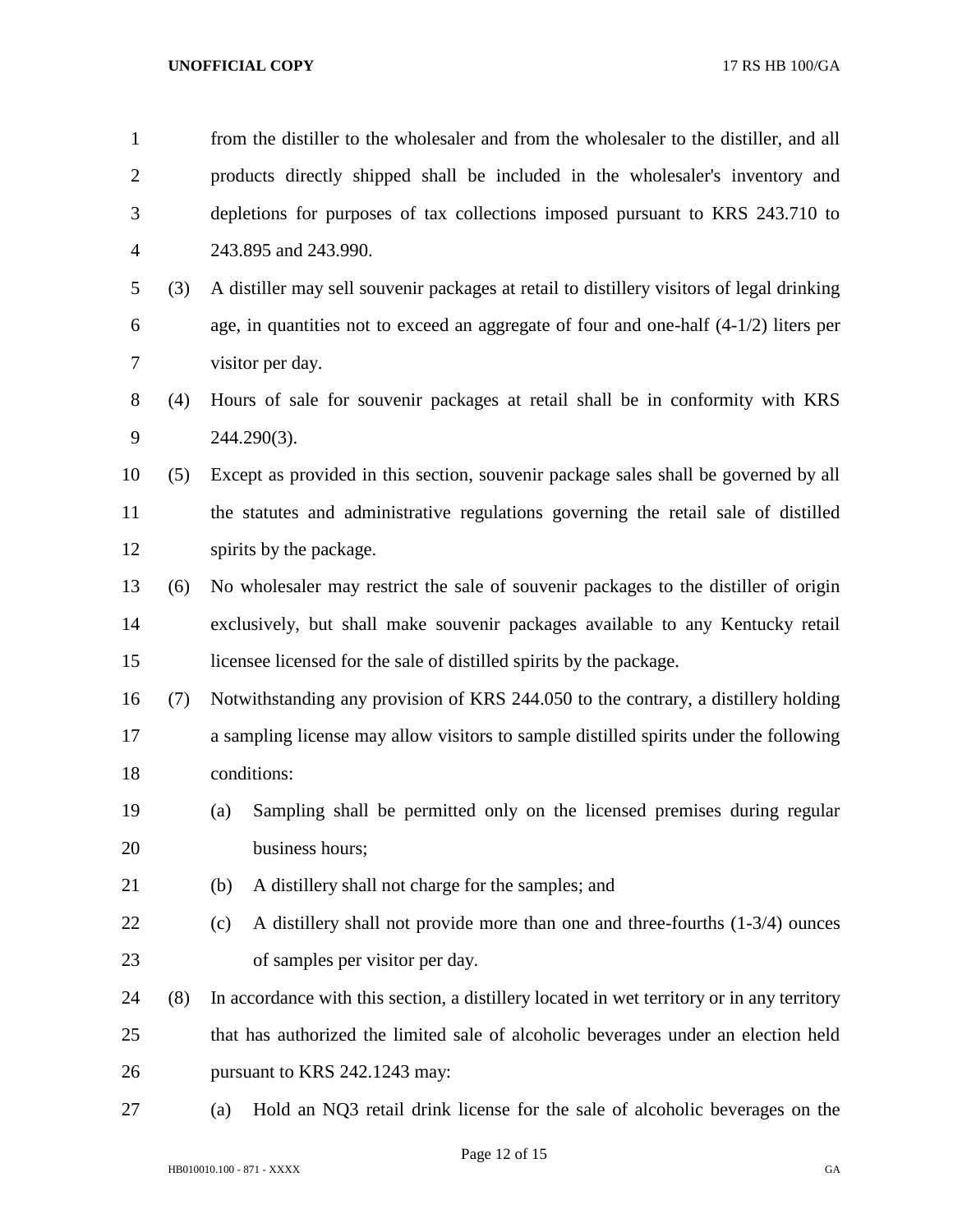from the distiller to the wholesaler and from the wholesaler to the distiller, and all products directly shipped shall be included in the wholesaler's inventory and depletions for purposes of tax collections imposed pursuant to KRS 243.710 to 243.895 and 243.990.

(3) A distiller may sell souvenir packages at retail to distillery visitors of legal drinking age, in quantities not to exceed an aggregate of four and one-half (4-1/2) liters per visitor per day.

(4) Hours of sale for souvenir packages at retail shall be in conformity with KRS 244.290(3).

(5) Except as provided in this section, souvenir package sales shall be governed by all the statutes and administrative regulations governing the retail sale of distilled spirits by the package.

(6) No wholesaler may restrict the sale of souvenir packages to the distiller of origin exclusively, but shall make souvenir packages available to any Kentucky retail licensee licensed for the sale of distilled spirits by the package.

(7) Notwithstanding any provision of KRS 244.050 to the contrary, a distillery holding a sampling license may allow visitors to sample distilled spirits under the following conditions:

(a) Sampling shall be permitted only on the licensed premises during regular business hours;

(b) A distillery shall not charge for the samples; and

(c) A distillery shall not provide more than one and three-fourths (1-3/4) ounces of samples per visitor per day.

(8) In accordance with this section, a distillery located in wet territory or in any territory that has authorized the limited sale of alcoholic beverages under an election held pursuant to KRS 242.1243 may:

(a) Hold an NQ3 retail drink license for the sale of alcoholic beverages on the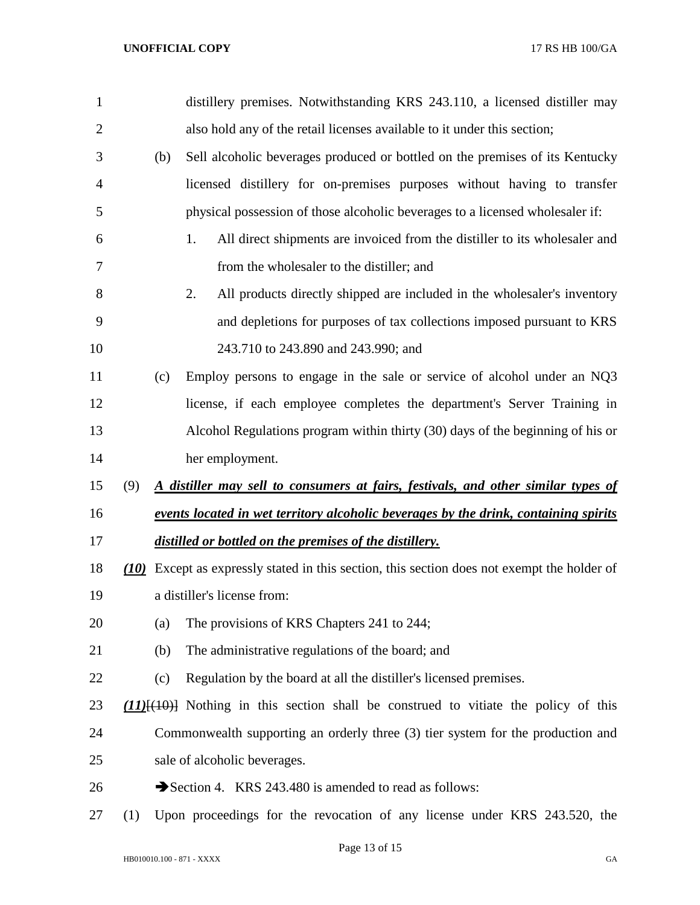distillery premises. Notwithstanding KRS 243.110, a licensed distiller may also hold any of the retail licenses available to it under this section;

(b) Sell alcoholic beverages produced or bottled on the premises of its Kentucky licensed distillery for on-premises purposes without having to transfer physical possession of those alcoholic beverages to a licensed wholesaler if:

1. All direct shipments are invoiced from the distiller to its wholesaler and from the wholesaler to the distiller; and
2. All products directly shipped are included in the wholesaler's inventory and depletions for purposes of tax collections imposed pursuant to KRS 243.710 to 243.890 and 243.990; and

(c) Employ persons to engage in the sale or service of alcohol under an NQ3 license, if each employee completes the department's Server Training in Alcohol Regulations program within thirty (30) days of the beginning of his or her employment.

(9) ***A distiller may sell to consumers at fairs, festivals, and other similar types of events located in wet territory alcoholic beverages by the drink, containing spirits distilled or bottled on the premises of the distillery.***

***(10)*** Except as expressly stated in this section, this section does not exempt the holder of a distiller's license from:

(a) The provisions of KRS Chapters 241 to 244;

(b) The administrative regulations of the board; and

(c) Regulation by the board at all the distiller's licensed premises.

***(11)***[(10)] Nothing in this section shall be construed to vitiate the policy of this Commonwealth supporting an orderly three (3) tier system for the production and sale of alcoholic beverages.

➔Section 4. KRS 243.480 is amended to read as follows:

(1) Upon proceedings for the revocation of any license under KRS 243.520, the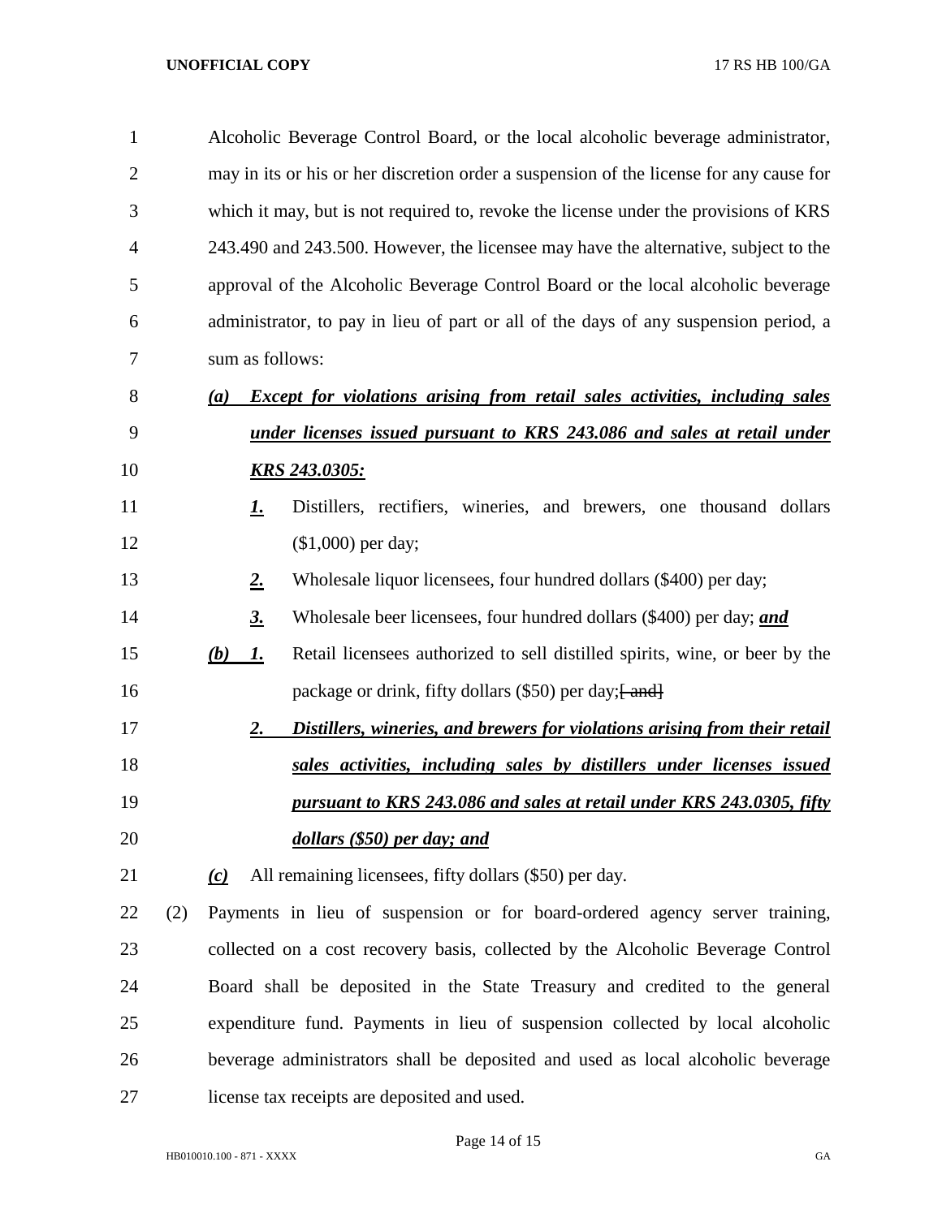Alcoholic Beverage Control Board, or the local alcoholic beverage administrator, may in its or his or her discretion order a suspension of the license for any cause for which it may, but is not required to, revoke the license under the provisions of KRS 243.490 and 243.500. However, the licensee may have the alternative, subject to the approval of the Alcoholic Beverage Control Board or the local alcoholic beverage administrator, to pay in lieu of part or all of the days of any suspension period, a sum as follows:

*(a)* ***Except for violations arising from retail sales activities, including sales under licenses issued pursuant to KRS 243.086 and sales at retail under KRS 243.0305:***

***1.*** Distillers, rectifiers, wineries, and brewers, one thousand dollars ($1,000) per day;

***2.*** Wholesale liquor licensees, four hundred dollars ($400) per day;

***3.*** Wholesale beer licensees, four hundred dollars ($400) per day; ***and***

***(b)*** ***1.*** Retail licensees authorized to sell distilled spirits, wine, or beer by the package or drink, fifty dollars ($50) per day;~~[ and]~~

***2.*** ***Distillers, wineries, and brewers for violations arising from their retail sales activities, including sales by distillers under licenses issued pursuant to KRS 243.086 and sales at retail under KRS 243.0305, fifty dollars ($50) per day; and***

***(c)*** All remaining licensees, fifty dollars ($50) per day.

(2) Payments in lieu of suspension or for board-ordered agency server training, collected on a cost recovery basis, collected by the Alcoholic Beverage Control Board shall be deposited in the State Treasury and credited to the general expenditure fund. Payments in lieu of suspension collected by local alcoholic beverage administrators shall be deposited and used as local alcoholic beverage license tax receipts are deposited and used.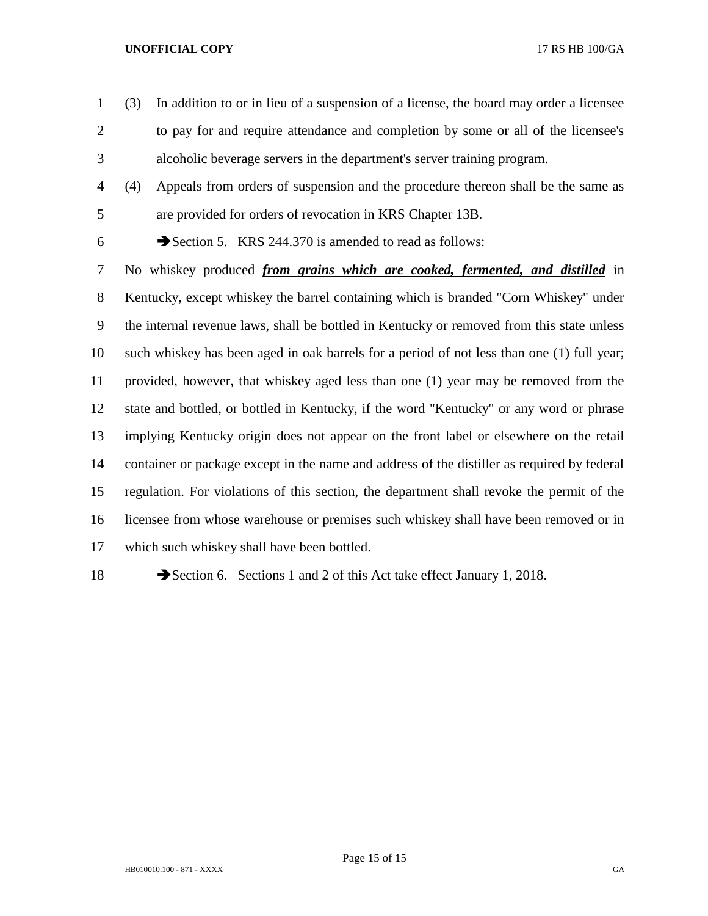(3) In addition to or in lieu of a suspension of a license, the board may order a licensee to pay for and require attendance and completion by some or all of the licensee's alcoholic beverage servers in the department's server training program.

(4) Appeals from orders of suspension and the procedure thereon shall be the same as are provided for orders of revocation in KRS Chapter 13B.

➔Section 5. KRS 244.370 is amended to read as follows:

No whiskey produced ***from grains which are cooked, fermented, and distilled*** in Kentucky, except whiskey the barrel containing which is branded "Corn Whiskey" under the internal revenue laws, shall be bottled in Kentucky or removed from this state unless such whiskey has been aged in oak barrels for a period of not less than one (1) full year; provided, however, that whiskey aged less than one (1) year may be removed from the state and bottled, or bottled in Kentucky, if the word "Kentucky" or any word or phrase implying Kentucky origin does not appear on the front label or elsewhere on the retail container or package except in the name and address of the distiller as required by federal regulation. For violations of this section, the department shall revoke the permit of the licensee from whose warehouse or premises such whiskey shall have been removed or in which such whiskey shall have been bottled.

➔Section 6. Sections 1 and 2 of this Act take effect January 1, 2018.